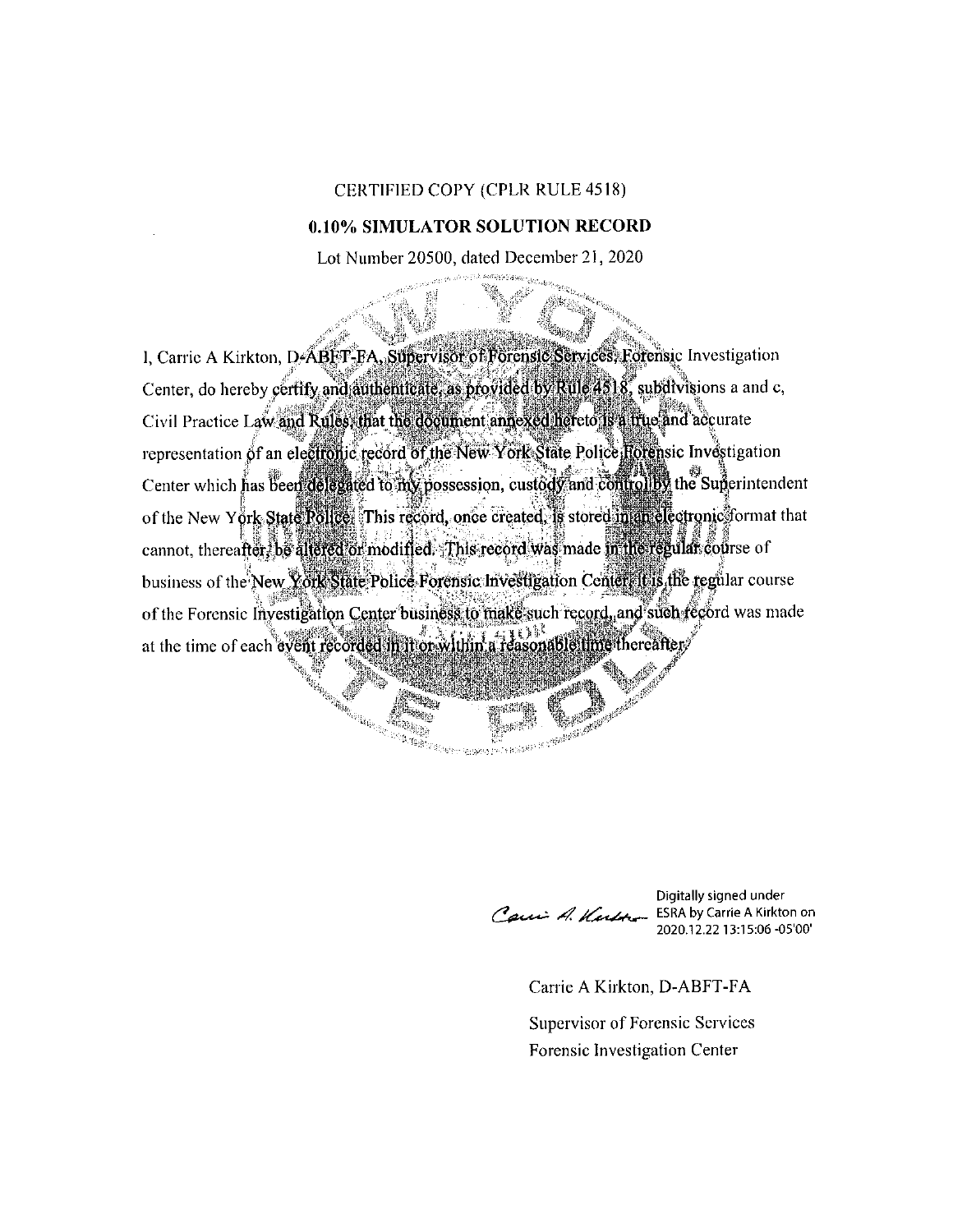CERTIFIED COPY (CPLR RULE 4518)

**0.10% SIMULATOR SOLUTION RECORD**

Lot Number 20500, dated December 21, 2020

I, Carrie A Kirkton, D-ABFT-FA, Supervisor of Forensic Services, Forensic Investigation Center, do hereby certify and authenticate, as provided by Rule 4518, subdivisions a and c, Civil Practice Law and Rules, that the document annexed hereto is a true and accurate representation of an electronic record of the New York State Police Forensic Investigation Center which has been delegated to my possession, custody and control by the Superintendent of the New York State Police. This record, once created, is stored in an electronic format that cannot, thereafter, be altered or modified. This record was made in the regular course of business of the New York State Police Forensic Investigation Center. It is the regular course of the Forensic Investigation Center business to make such record, and such record was made at the time of each event recorded in it or within a reasonable time thereafter.

Digitally signed under ESRA by Carrie A Kirkton on 2020.12.22 13:15:06 -05'00'

Carrie A Kirkton, D-ABFT-FA

Supervisor of Forensic Services

Forensic Investigation Center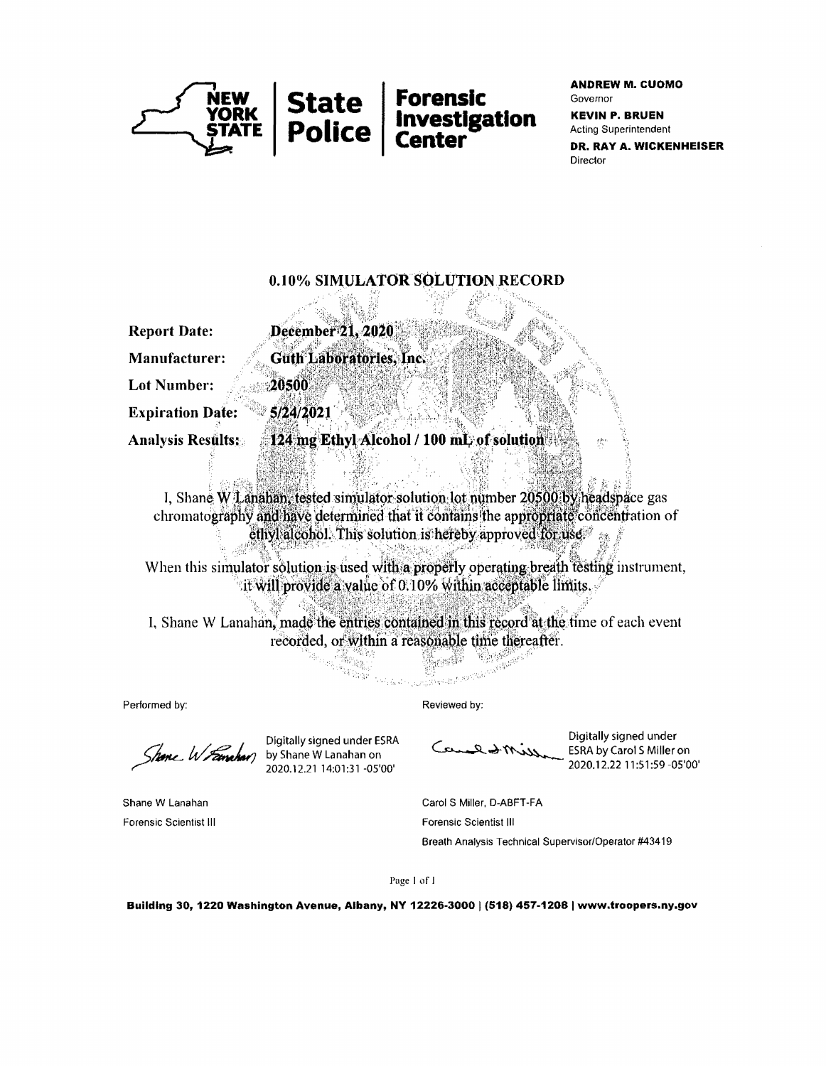NEW YORK STATE | State Police | Forensic Investigation Center

**ANDREW M. CUOMO**
Governor

**KEVIN P. BRUEN**
Acting Superintendent

**DR. RAY A. WICKENHEISER**
Director

## 0.10% SIMULATOR SOLUTION RECORD

**Report Date:** **December 21, 2020**

**Manufacturer:** **Guth Laboratories, Inc.**

**Lot Number:** **20500**

**Expiration Date:** **5/24/2021**

**Analysis Results:** **124 mg Ethyl Alcohol / 100 mL of solution**

I, Shane W Lanahan, tested simulator solution lot number 20500 by headspace gas chromatography and have determined that it contains the appropriate concentration of ethyl alcohol. This solution is hereby approved for use.

When this simulator solution is used with a properly operating breath testing instrument, it will provide a value of 0.10% within acceptable limits.

I, Shane W Lanahan, made the entries contained in this record at the time of each event recorded, or within a reasonable time thereafter.

Performed by:

Digitally signed under ESRA by Shane W Lanahan on 2020.12.21 14:01:31 -05'00'

Shane W Lanahan
Forensic Scientist III

Reviewed by:

Digitally signed under ESRA by Carol S Miller on 2020.12.22 11:51:59 -05'00'

Carol S Miller, D-ABFT-FA
Forensic Scientist III
Breath Analysis Technical Supervisor/Operator #43419

**Building 30, 1220 Washington Avenue, Albany, NY 12226-3000 | (518) 457-1208 | www.troopers.ny.gov**